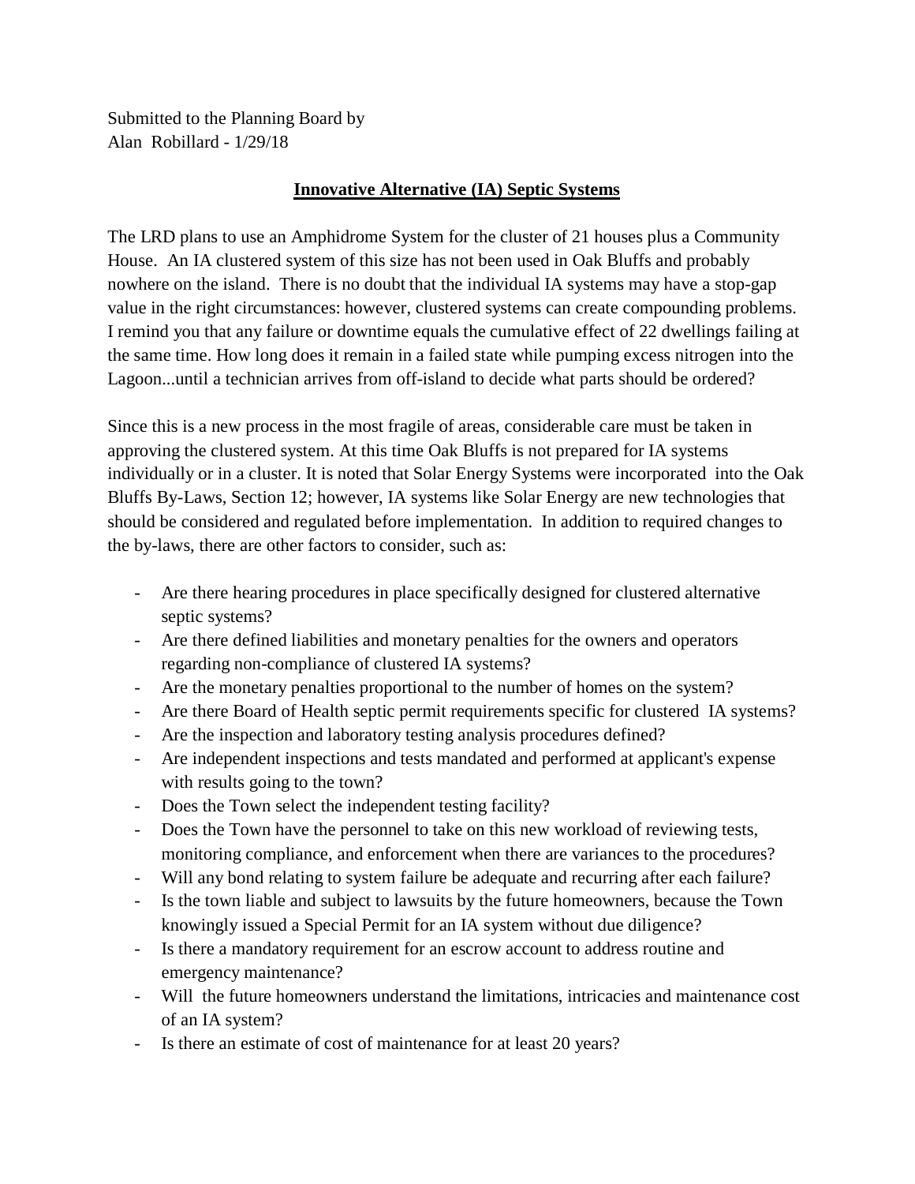Submitted to the Planning Board by
Alan Robillard - 1/29/18

## Innovative Alternative (IA) Septic Systems

The LRD plans to use an Amphidrome System for the cluster of 21 houses plus a Community House. An IA clustered system of this size has not been used in Oak Bluffs and probably nowhere on the island. There is no doubt that the individual IA systems may have a stop-gap value in the right circumstances: however, clustered systems can create compounding problems. I remind you that any failure or downtime equals the cumulative effect of 22 dwellings failing at the same time. How long does it remain in a failed state while pumping excess nitrogen into the Lagoon...until a technician arrives from off-island to decide what parts should be ordered?

Since this is a new process in the most fragile of areas, considerable care must be taken in approving the clustered system. At this time Oak Bluffs is not prepared for IA systems individually or in a cluster. It is noted that Solar Energy Systems were incorporated into the Oak Bluffs By-Laws, Section 12; however, IA systems like Solar Energy are new technologies that should be considered and regulated before implementation. In addition to required changes to the by-laws, there are other factors to consider, such as:

- Are there hearing procedures in place specifically designed for clustered alternative septic systems?
- Are there defined liabilities and monetary penalties for the owners and operators regarding non-compliance of clustered IA systems?
- Are the monetary penalties proportional to the number of homes on the system?
- Are there Board of Health septic permit requirements specific for clustered IA systems?
- Are the inspection and laboratory testing analysis procedures defined?
- Are independent inspections and tests mandated and performed at applicant's expense with results going to the town?
- Does the Town select the independent testing facility?
- Does the Town have the personnel to take on this new workload of reviewing tests, monitoring compliance, and enforcement when there are variances to the procedures?
- Will any bond relating to system failure be adequate and recurring after each failure?
- Is the town liable and subject to lawsuits by the future homeowners, because the Town knowingly issued a Special Permit for an IA system without due diligence?
- Is there a mandatory requirement for an escrow account to address routine and emergency maintenance?
- Will the future homeowners understand the limitations, intricacies and maintenance cost of an IA system?
- Is there an estimate of cost of maintenance for at least 20 years?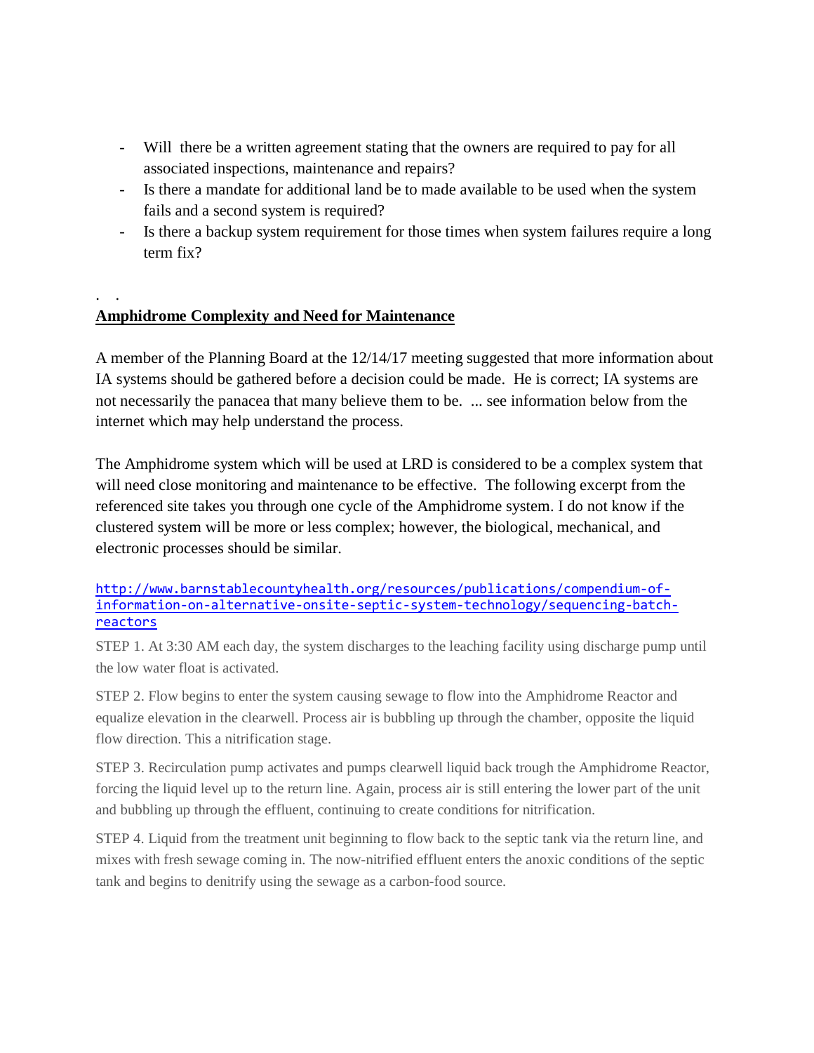- Will  there be a written agreement stating that the owners are required to pay for all associated inspections, maintenance and repairs?
- Is there a mandate for additional land be to made available to be used when the system fails and a second system is required?
- Is there a backup system requirement for those times when system failures require a long term fix?

.   .

**Amphidrome Complexity and Need for Maintenance**

A member of the Planning Board at the 12/14/17 meeting suggested that more information about IA systems should be gathered before a decision could be made.  He is correct; IA systems are not necessarily the panacea that many believe them to be.  ... see information below from the internet which may help understand the process.

The Amphidrome system which will be used at LRD is considered to be a complex system that will need close monitoring and maintenance to be effective.  The following excerpt from the referenced site takes you through one cycle of the Amphidrome system. I do not know if the clustered system will be more or less complex; however, the biological, mechanical, and electronic processes should be similar.

http://www.barnstablecountyhealth.org/resources/publications/compendium-of-information-on-alternative-onsite-septic-system-technology/sequencing-batch-reactors

STEP 1. At 3:30 AM each day, the system discharges to the leaching facility using discharge pump until the low water float is activated.

STEP 2. Flow begins to enter the system causing sewage to flow into the Amphidrome Reactor and equalize elevation in the clearwell. Process air is bubbling up through the chamber, opposite the liquid flow direction. This a nitrification stage.

STEP 3. Recirculation pump activates and pumps clearwell liquid back trough the Amphidrome Reactor, forcing the liquid level up to the return line. Again, process air is still entering the lower part of the unit and bubbling up through the effluent, continuing to create conditions for nitrification.

STEP 4. Liquid from the treatment unit beginning to flow back to the septic tank via the return line, and mixes with fresh sewage coming in. The now-nitrified effluent enters the anoxic conditions of the septic tank and begins to denitrify using the sewage as a carbon-food source.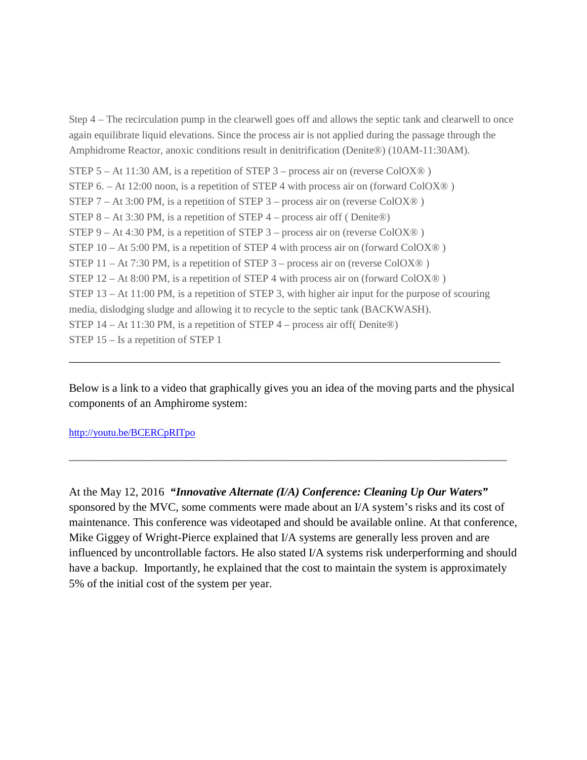Step 4 – The recirculation pump in the clearwell goes off and allows the septic tank and clearwell to once again equilibrate liquid elevations. Since the process air is not applied during the passage through the Amphidrome Reactor, anoxic conditions result in denitrification (Denite®) (10AM-11:30AM).

STEP 5 – At 11:30 AM, is a repetition of STEP 3 – process air on (reverse ColOX® )
STEP 6. – At 12:00 noon, is a repetition of STEP 4 with process air on (forward ColOX® )
STEP 7 – At 3:00 PM, is a repetition of STEP 3 – process air on (reverse ColOX® )
STEP 8 – At 3:30 PM, is a repetition of STEP 4 – process air off ( Denite®)
STEP 9 – At 4:30 PM, is a repetition of STEP 3 – process air on (reverse ColOX® )
STEP 10 – At 5:00 PM, is a repetition of STEP 4 with process air on (forward ColOX® )
STEP 11 – At 7:30 PM, is a repetition of STEP 3 – process air on (reverse ColOX® )
STEP 12 – At 8:00 PM, is a repetition of STEP 4 with process air on (forward ColOX® )
STEP 13 – At 11:00 PM, is a repetition of STEP 3, with higher air input for the purpose of scouring media, dislodging sludge and allowing it to recycle to the septic tank (BACKWASH).
STEP 14 – At 11:30 PM, is a repetition of STEP 4 – process air off( Denite®)
STEP 15 – Is a repetition of STEP 1

---

Below is a link to a video that graphically gives you an idea of the moving parts and the physical components of an Amphirome system:

http://youtu.be/BCERCpRITpo

---

At the May 12, 2016 ***"Innovative Alternate (I/A) Conference: Cleaning Up Our Waters"*** sponsored by the MVC, some comments were made about an I/A system's risks and its cost of maintenance. This conference was videotaped and should be available online. At that conference, Mike Giggey of Wright-Pierce explained that I/A systems are generally less proven and are influenced by uncontrollable factors. He also stated I/A systems risk underperforming and should have a backup. Importantly, he explained that the cost to maintain the system is approximately 5% of the initial cost of the system per year.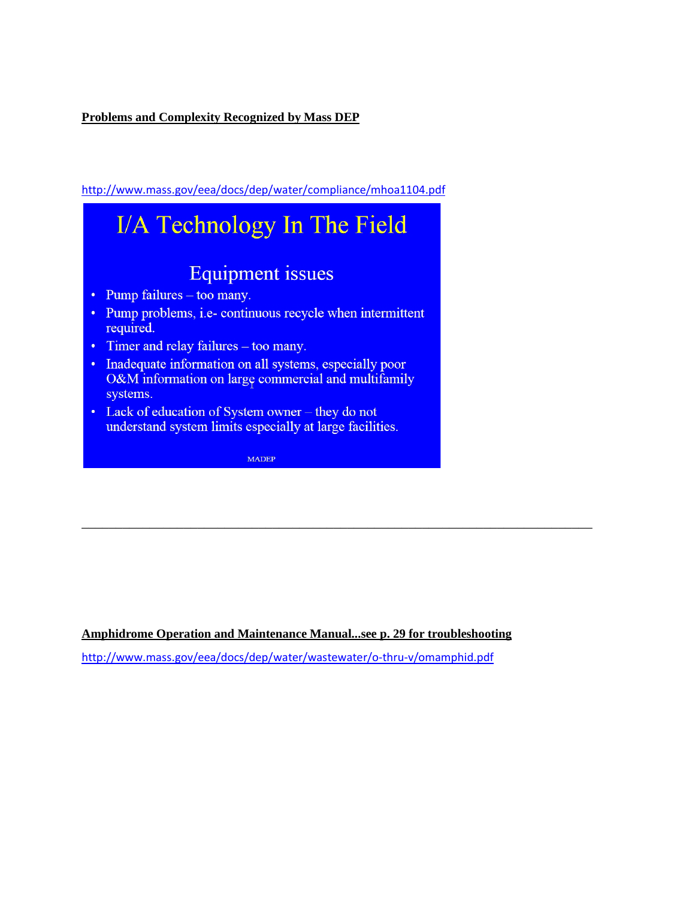**Problems and Complexity Recognized by Mass DEP**

http://www.mass.gov/eea/docs/dep/water/compliance/mhoa1104.pdf

# I/A Technology In The Field

## Equipment issues

- Pump failures – too many.
- Pump problems, i.e- continuous recycle when intermittent required.
- Timer and relay failures – too many.
- Inadequate information on all systems, especially poor O&M information on large commercial and multifamily systems.
- Lack of education of System owner – they do not understand system limits especially at large facilities.

MADEP

---

**Amphidrome Operation and Maintenance Manual...see p. 29 for troubleshooting**

http://www.mass.gov/eea/docs/dep/water/wastewater/o-thru-v/omamphid.pdf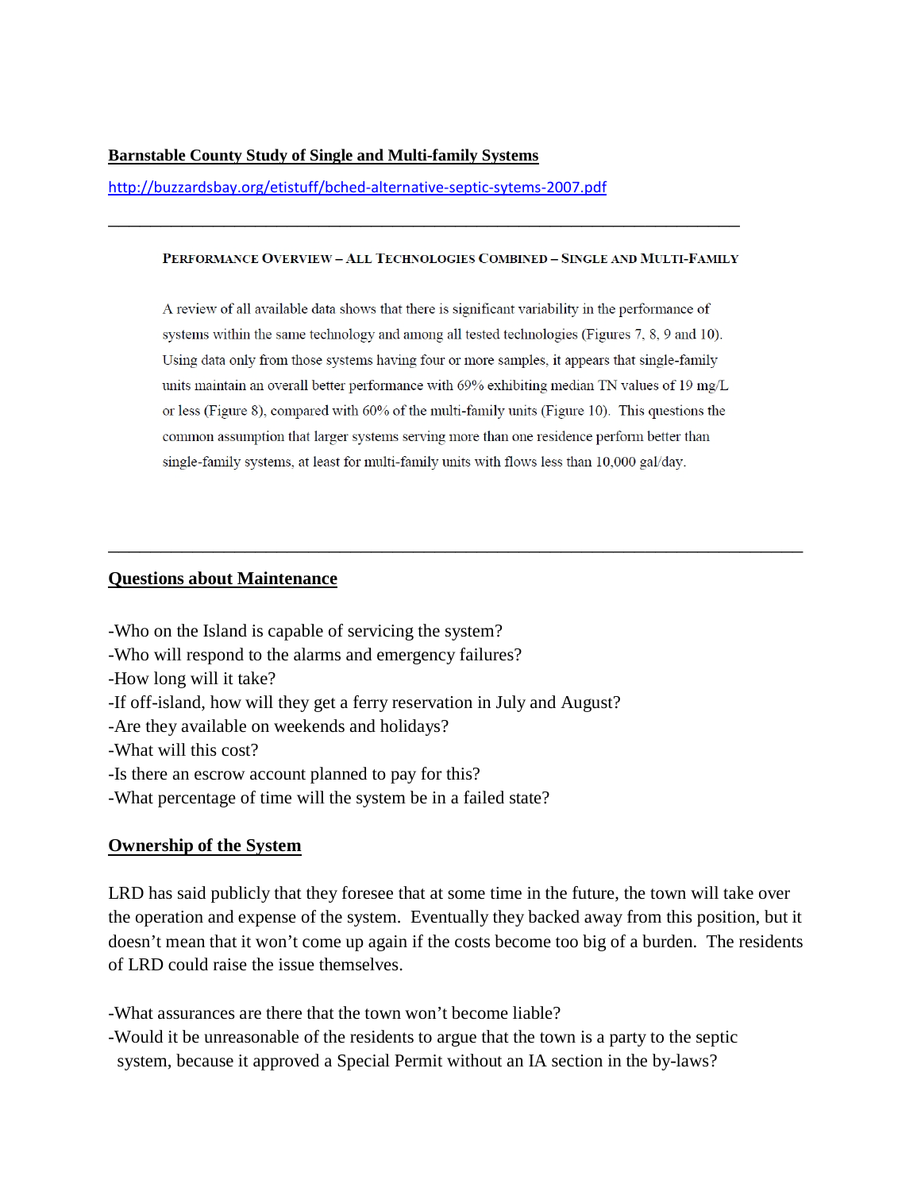**Barnstable County Study of Single and Multi-family Systems**

http://buzzardsbay.org/etistuff/bched-alternative-septic-sytems-2007.pdf

---

PERFORMANCE OVERVIEW – ALL TECHNOLOGIES COMBINED – SINGLE AND MULTI-FAMILY

A review of all available data shows that there is significant variability in the performance of systems within the same technology and among all tested technologies (Figures 7, 8, 9 and 10). Using data only from those systems having four or more samples, it appears that single-family units maintain an overall better performance with 69% exhibiting median TN values of 19 mg/L or less (Figure 8), compared with 60% of the multi-family units (Figure 10). This questions the common assumption that larger systems serving more than one residence perform better than single-family systems, at least for multi-family units with flows less than 10,000 gal/day.

---

**Questions about Maintenance**

-Who on the Island is capable of servicing the system?
-Who will respond to the alarms and emergency failures?
-How long will it take?
-If off-island, how will they get a ferry reservation in July and August?
-Are they available on weekends and holidays?
-What will this cost?
-Is there an escrow account planned to pay for this?
-What percentage of time will the system be in a failed state?

**Ownership of the System**

LRD has said publicly that they foresee that at some time in the future, the town will take over the operation and expense of the system. Eventually they backed away from this position, but it doesn't mean that it won't come up again if the costs become too big of a burden. The residents of LRD could raise the issue themselves.

-What assurances are there that the town won't become liable?
-Would it be unreasonable of the residents to argue that the town is a party to the septic system, because it approved a Special Permit without an IA section in the by-laws?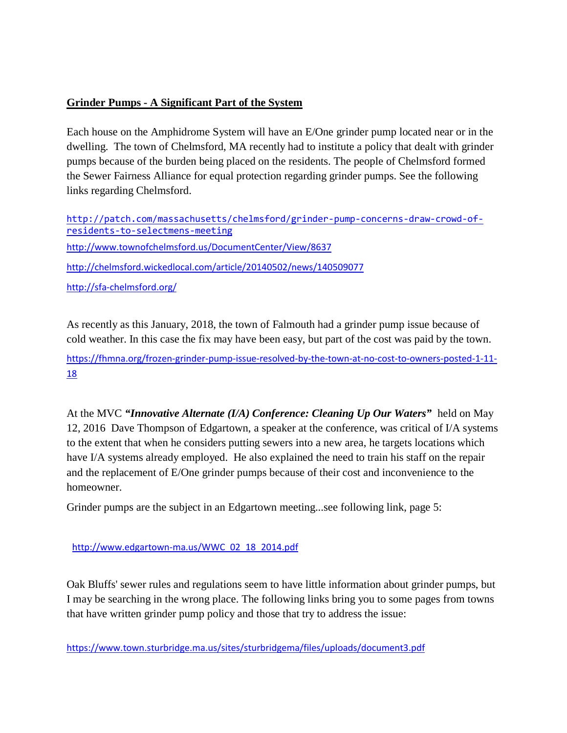**Grinder Pumps - A Significant Part of the System**

Each house on the Amphidrome System will have an E/One grinder pump located near or in the dwelling. The town of Chelmsford, MA recently had to institute a policy that dealt with grinder pumps because of the burden being placed on the residents. The people of Chelmsford formed the Sewer Fairness Alliance for equal protection regarding grinder pumps. See the following links regarding Chelmsford.

http://patch.com/massachusetts/chelmsford/grinder-pump-concerns-draw-crowd-of-residents-to-selectmens-meeting

http://www.townofchelmsford.us/DocumentCenter/View/8637

http://chelmsford.wickedlocal.com/article/20140502/news/140509077

http://sfa-chelmsford.org/

As recently as this January, 2018, the town of Falmouth had a grinder pump issue because of cold weather. In this case the fix may have been easy, but part of the cost was paid by the town.

https://fhmna.org/frozen-grinder-pump-issue-resolved-by-the-town-at-no-cost-to-owners-posted-1-11-18

At the MVC ***"Innovative Alternate (I/A) Conference: Cleaning Up Our Waters"*** held on May 12, 2016 Dave Thompson of Edgartown, a speaker at the conference, was critical of I/A systems to the extent that when he considers putting sewers into a new area, he targets locations which have I/A systems already employed. He also explained the need to train his staff on the repair and the replacement of E/One grinder pumps because of their cost and inconvenience to the homeowner.

Grinder pumps are the subject in an Edgartown meeting...see following link, page 5:

http://www.edgartown-ma.us/WWC_02_18_2014.pdf

Oak Bluffs' sewer rules and regulations seem to have little information about grinder pumps, but I may be searching in the wrong place. The following links bring you to some pages from towns that have written grinder pump policy and those that try to address the issue:

https://www.town.sturbridge.ma.us/sites/sturbridgema/files/uploads/document3.pdf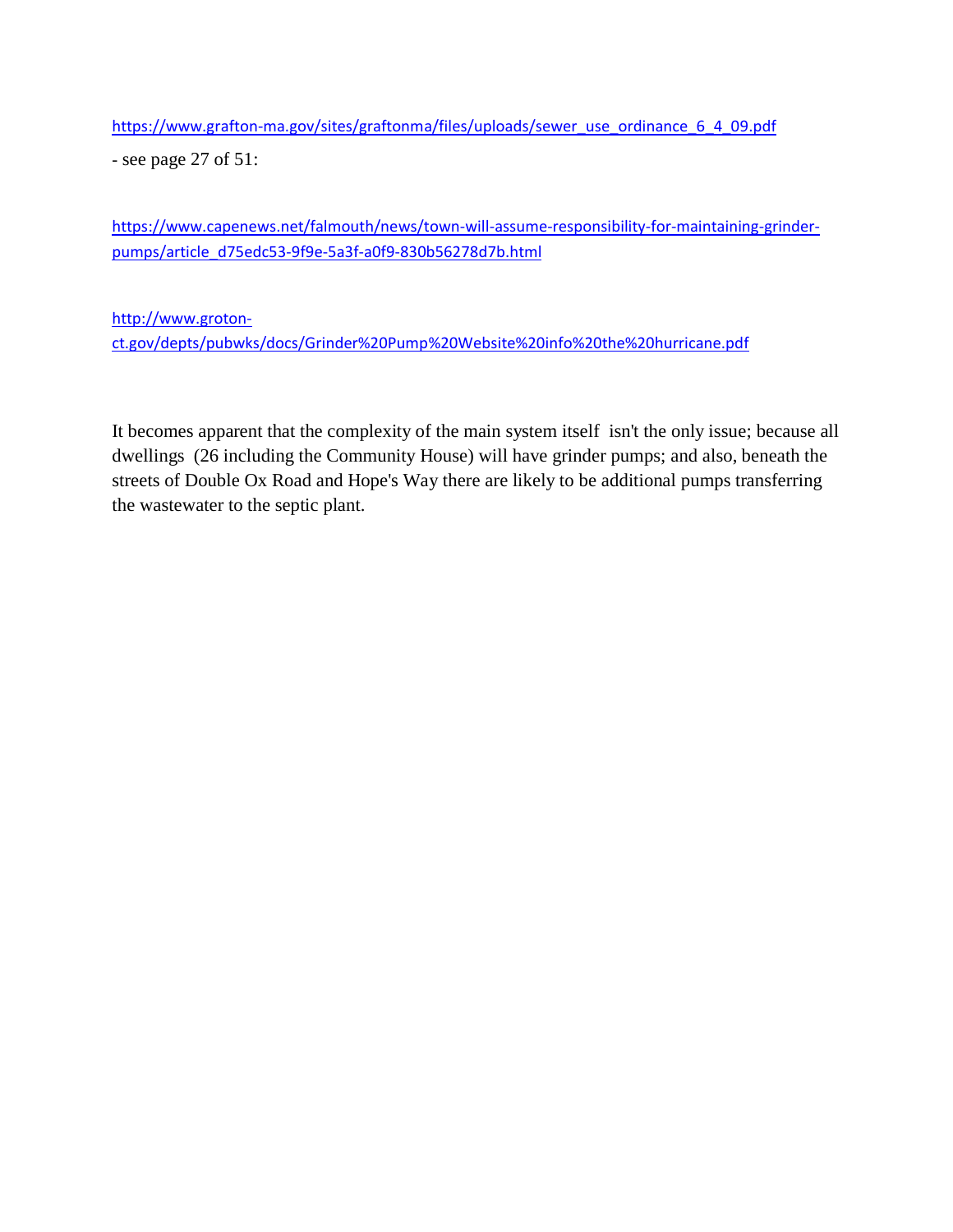https://www.grafton-ma.gov/sites/graftonma/files/uploads/sewer_use_ordinance_6_4_09.pdf

- see page 27 of 51:

https://www.capenews.net/falmouth/news/town-will-assume-responsibility-for-maintaining-grinder-pumps/article_d75edc53-9f9e-5a3f-a0f9-830b56278d7b.html

http://www.groton-ct.gov/depts/pubwks/docs/Grinder%20Pump%20Website%20info%20the%20hurricane.pdf

It becomes apparent that the complexity of the main system itself isn't the only issue; because all dwellings (26 including the Community House) will have grinder pumps; and also, beneath the streets of Double Ox Road and Hope's Way there are likely to be additional pumps transferring the wastewater to the septic plant.